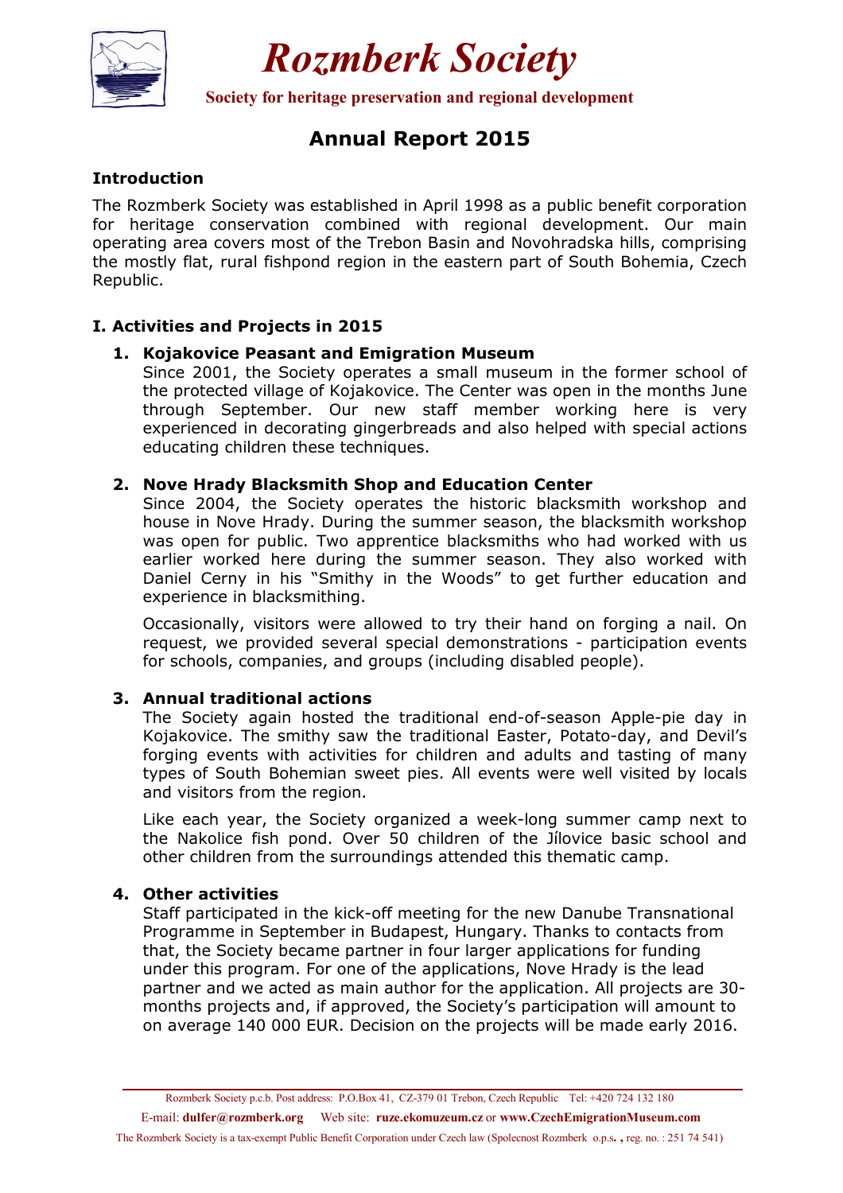# Rozmberk Society

**Society for heritage preservation and regional development**

## Annual Report 2015

### Introduction

The Rozmberk Society was established in April 1998 as a public benefit corporation for heritage conservation combined with regional development. Our main operating area covers most of the Trebon Basin and Novohradska hills, comprising the mostly flat, rural fishpond region in the eastern part of South Bohemia, Czech Republic.

### I. Activities and Projects in 2015

1. **Kojakovice Peasant and Emigration Museum**
   Since 2001, the Society operates a small museum in the former school of the protected village of Kojakovice. The Center was open in the months June through September. Our new staff member working here is very experienced in decorating gingerbreads and also helped with special actions educating children these techniques.

2. **Nove Hrady Blacksmith Shop and Education Center**
   Since 2004, the Society operates the historic blacksmith workshop and house in Nove Hrady. During the summer season, the blacksmith workshop was open for public. Two apprentice blacksmiths who had worked with us earlier worked here during the summer season. They also worked with Daniel Cerny in his "Smithy in the Woods" to get further education and experience in blacksmithing.

   Occasionally, visitors were allowed to try their hand on forging a nail. On request, we provided several special demonstrations - participation events for schools, companies, and groups (including disabled people).

3. **Annual traditional actions**
   The Society again hosted the traditional end-of-season Apple-pie day in Kojakovice. The smithy saw the traditional Easter, Potato-day, and Devil's forging events with activities for children and adults and tasting of many types of South Bohemian sweet pies. All events were well visited by locals and visitors from the region.

   Like each year, the Society organized a week-long summer camp next to the Nakolice fish pond. Over 50 children of the Jílovice basic school and other children from the surroundings attended this thematic camp.

4. **Other activities**
   Staff participated in the kick-off meeting for the new Danube Transnational Programme in September in Budapest, Hungary. Thanks to contacts from that, the Society became partner in four larger applications for funding under this program. For one of the applications, Nove Hrady is the lead partner and we acted as main author for the application. All projects are 30-months projects and, if approved, the Society's participation will amount to on average 140 000 EUR. Decision on the projects will be made early 2016.

Rozmberk Society p.c.b. Post address: P.O.Box 41, CZ-379 01 Trebon, Czech Republic Tel: +420 724 132 180
E-mail: **dulfer@rozmberk.org** Web site: **ruze.ekomuzeum.cz** or **www.CzechEmigrationMuseum.com**
The Rozmberk Society is a tax-exempt Public Benefit Corporation under Czech law (Spolecnost Rozmberk o.p.s., reg. no. : 251 74 541)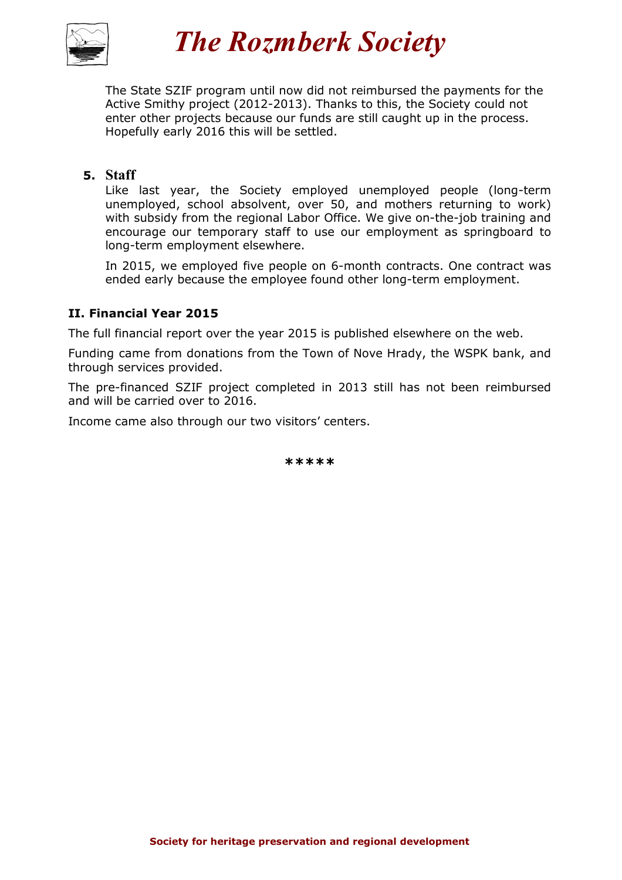The State SZIF program until now did not reimbursed the payments for the Active Smithy project (2012-2013). Thanks to this, the Society could not enter other projects because our funds are still caught up in the process. Hopefully early 2016 this will be settled.

5. **Staff**

Like last year, the Society employed unemployed people (long-term unemployed, school absolvent, over 50, and mothers returning to work) with subsidy from the regional Labor Office. We give on-the-job training and encourage our temporary staff to use our employment as springboard to long-term employment elsewhere.

In 2015, we employed five people on 6-month contracts. One contract was ended early because the employee found other long-term employment.

## II. Financial Year 2015

The full financial report over the year 2015 is published elsewhere on the web.

Funding came from donations from the Town of Nove Hrady, the WSPK bank, and through services provided.

The pre-financed SZIF project completed in 2013 still has not been reimbursed and will be carried over to 2016.

Income came also through our two visitors' centers.

*****